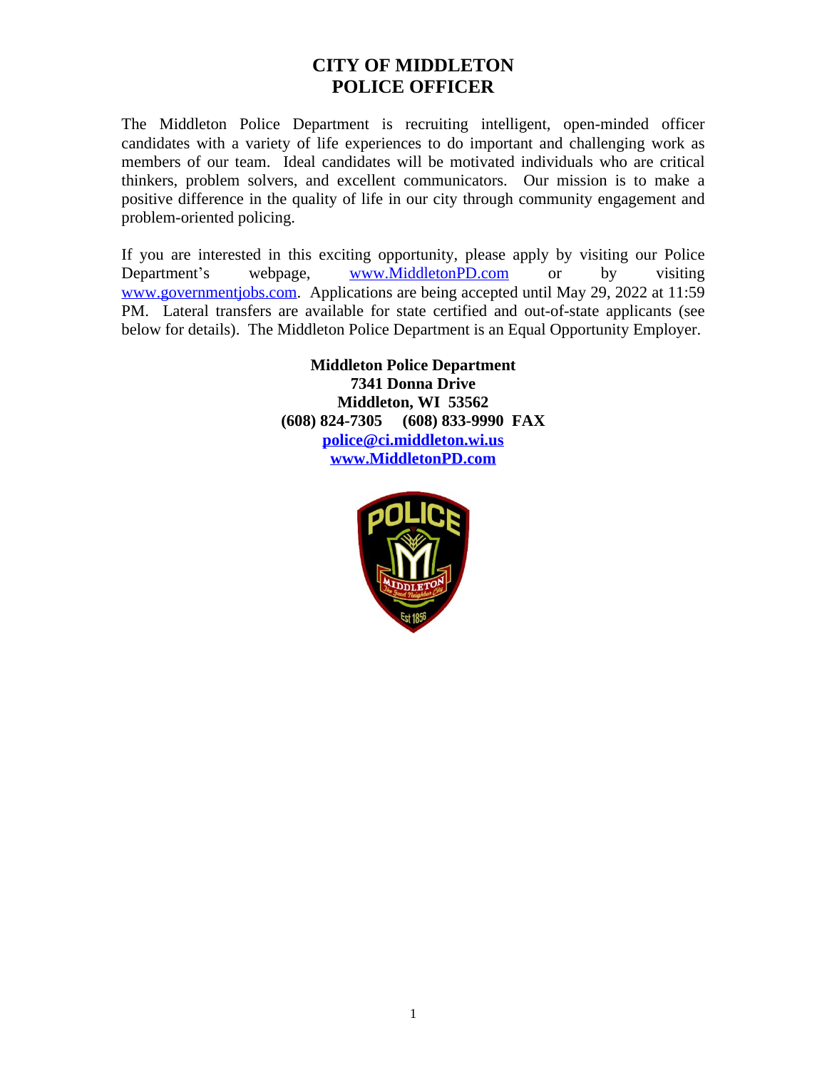# CITY OF MIDDLETON
# POLICE OFFICER

The Middleton Police Department is recruiting intelligent, open-minded officer candidates with a variety of life experiences to do important and challenging work as members of our team. Ideal candidates will be motivated individuals who are critical thinkers, problem solvers, and excellent communicators. Our mission is to make a positive difference in the quality of life in our city through community engagement and problem-oriented policing.

If you are interested in this exciting opportunity, please apply by visiting our Police Department's webpage, www.MiddletonPD.com or by visiting www.governmentjobs.com. Applications are being accepted until May 29, 2022 at 11:59 PM. Lateral transfers are available for state certified and out-of-state applicants (see below for details). The Middleton Police Department is an Equal Opportunity Employer.

**Middleton Police Department**
**7341 Donna Drive**
**Middleton, WI 53562**
**(608) 824-7305 (608) 833-9990 FAX**
**police@ci.middleton.wi.us**
**www.MiddletonPD.com**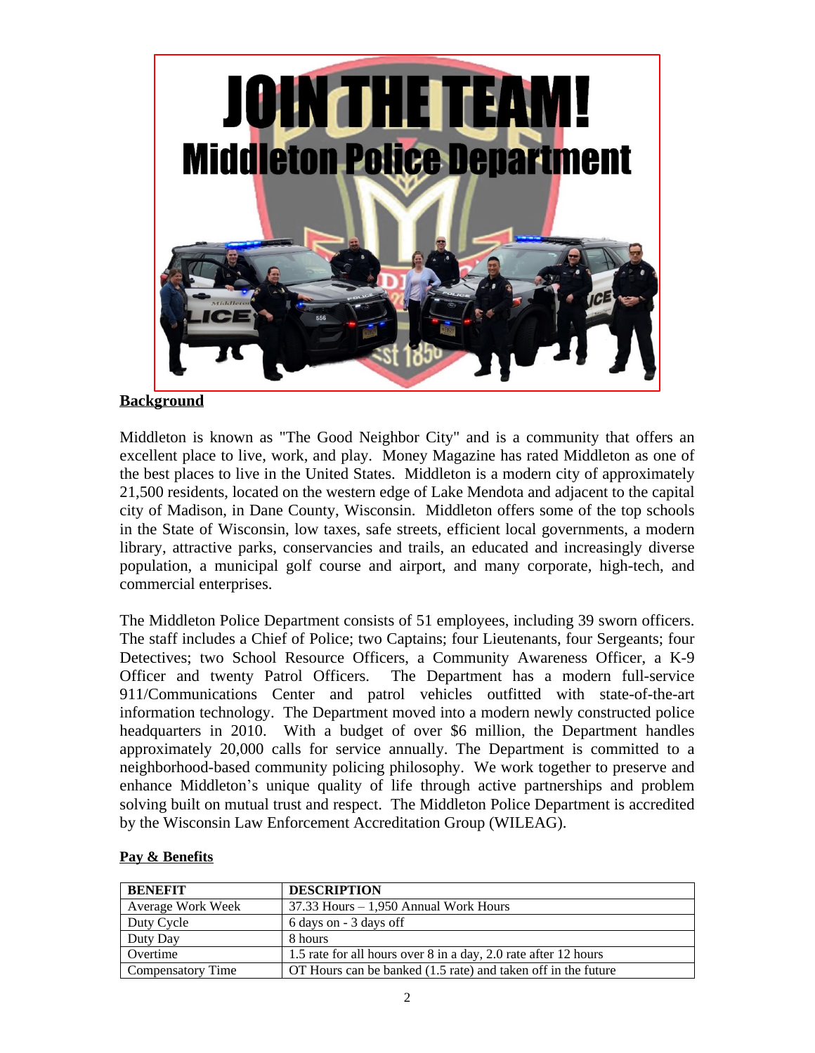# JOIN THE TEAM!

## Middleton Police Department

**Background**

Middleton is known as "The Good Neighbor City" and is a community that offers an excellent place to live, work, and play. Money Magazine has rated Middleton as one of the best places to live in the United States. Middleton is a modern city of approximately 21,500 residents, located on the western edge of Lake Mendota and adjacent to the capital city of Madison, in Dane County, Wisconsin. Middleton offers some of the top schools in the State of Wisconsin, low taxes, safe streets, efficient local governments, a modern library, attractive parks, conservancies and trails, an educated and increasingly diverse population, a municipal golf course and airport, and many corporate, high-tech, and commercial enterprises.

The Middleton Police Department consists of 51 employees, including 39 sworn officers. The staff includes a Chief of Police; two Captains; four Lieutenants, four Sergeants; four Detectives; two School Resource Officers, a Community Awareness Officer, a K-9 Officer and twenty Patrol Officers. The Department has a modern full-service 911/Communications Center and patrol vehicles outfitted with state-of-the-art information technology. The Department moved into a modern newly constructed police headquarters in 2010. With a budget of over $6 million, the Department handles approximately 20,000 calls for service annually. The Department is committed to a neighborhood-based community policing philosophy. We work together to preserve and enhance Middleton's unique quality of life through active partnerships and problem solving built on mutual trust and respect. The Middleton Police Department is accredited by the Wisconsin Law Enforcement Accreditation Group (WILEAG).

**Pay & Benefits**

| BENEFIT | DESCRIPTION |
|---|---|
| Average Work Week | 37.33 Hours – 1,950 Annual Work Hours |
| Duty Cycle | 6 days on - 3 days off |
| Duty Day | 8 hours |
| Overtime | 1.5 rate for all hours over 8 in a day, 2.0 rate after 12 hours |
| Compensatory Time | OT Hours can be banked (1.5 rate) and taken off in the future |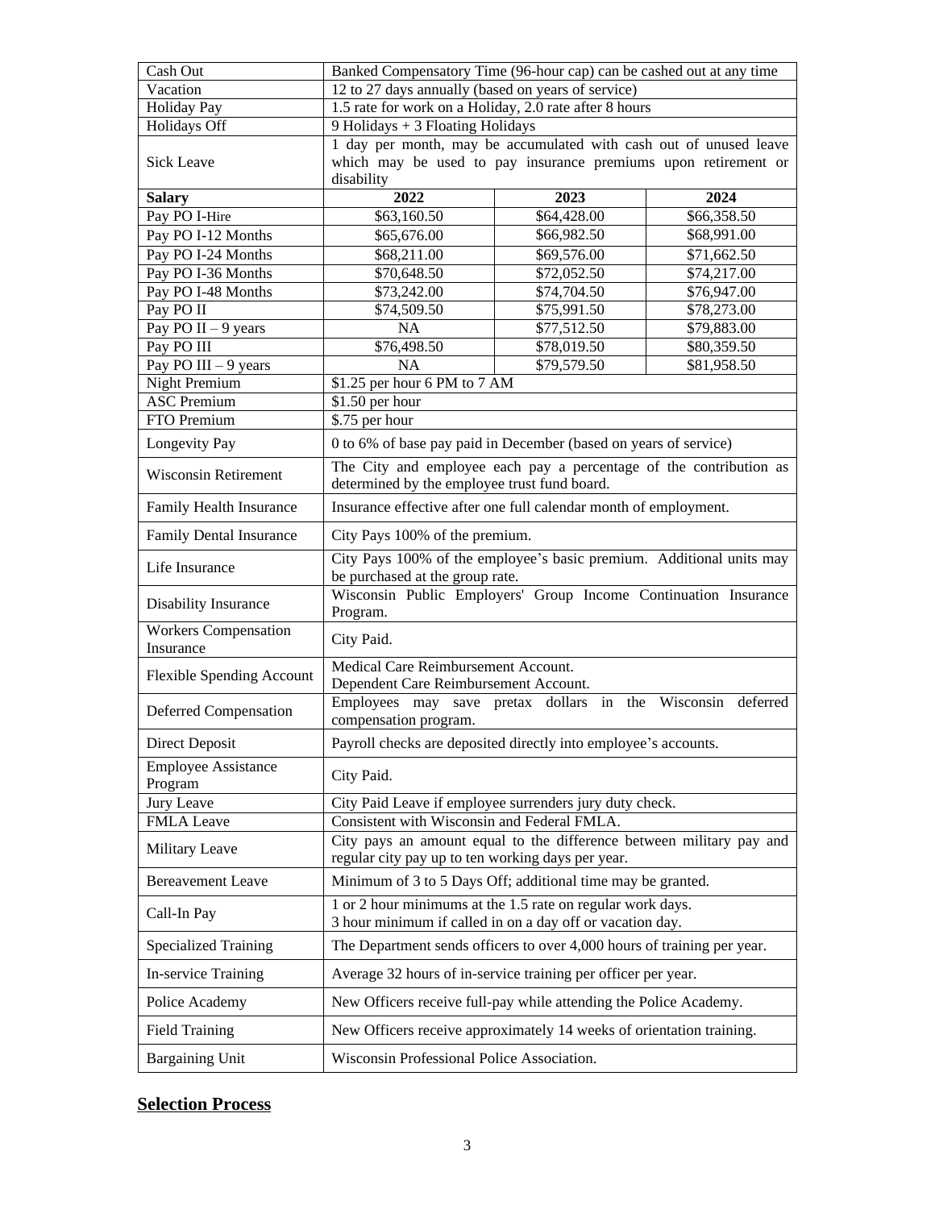| | | | |
|---|---|---|---|
| Cash Out | Banked Compensatory Time (96-hour cap) can be cashed out at any time | | |
| Vacation | 12 to 27 days annually (based on years of service) | | |
| Holiday Pay | 1.5 rate for work on a Holiday, 2.0 rate after 8 hours | | |
| Holidays Off | 9 Holidays + 3 Floating Holidays | | |
| Sick Leave | 1 day per month, may be accumulated with cash out of unused leave which may be used to pay insurance premiums upon retirement or disability | | |
| **Salary** | **2022** | **2023** | **2024** |
| Pay PO I-Hire | $63,160.50 | $64,428.00 | $66,358.50 |
| Pay PO I-12 Months | $65,676.00 | $66,982.50 | $68,991.00 |
| Pay PO I-24 Months | $68,211.00 | $69,576.00 | $71,662.50 |
| Pay PO I-36 Months | $70,648.50 | $72,052.50 | $74,217.00 |
| Pay PO I-48 Months | $73,242.00 | $74,704.50 | $76,947.00 |
| Pay PO II | $74,509.50 | $75,991.50 | $78,273.00 |
| Pay PO II – 9 years | NA | $77,512.50 | $79,883.00 |
| Pay PO III | $76,498.50 | $78,019.50 | $80,359.50 |
| Pay PO III – 9 years | NA | $79,579.50 | $81,958.50 |
| Night Premium | $1.25 per hour 6 PM to 7 AM | | |
| ASC Premium | $1.50 per hour | | |
| FTO Premium | $.75 per hour | | |
| Longevity Pay | 0 to 6% of base pay paid in December (based on years of service) | | |
| Wisconsin Retirement | The City and employee each pay a percentage of the contribution as determined by the employee trust fund board. | | |
| Family Health Insurance | Insurance effective after one full calendar month of employment. | | |
| Family Dental Insurance | City Pays 100% of the premium. | | |
| Life Insurance | City Pays 100% of the employee's basic premium. Additional units may be purchased at the group rate. | | |
| Disability Insurance | Wisconsin Public Employers' Group Income Continuation Insurance Program. | | |
| Workers Compensation Insurance | City Paid. | | |
| Flexible Spending Account | Medical Care Reimbursement Account. Dependent Care Reimbursement Account. | | |
| Deferred Compensation | Employees may save pretax dollars in the Wisconsin deferred compensation program. | | |
| Direct Deposit | Payroll checks are deposited directly into employee's accounts. | | |
| Employee Assistance Program | City Paid. | | |
| Jury Leave | City Paid Leave if employee surrenders jury duty check. | | |
| FMLA Leave | Consistent with Wisconsin and Federal FMLA. | | |
| Military Leave | City pays an amount equal to the difference between military pay and regular city pay up to ten working days per year. | | |
| Bereavement Leave | Minimum of 3 to 5 Days Off; additional time may be granted. | | |
| Call-In Pay | 1 or 2 hour minimums at the 1.5 rate on regular work days. 3 hour minimum if called in on a day off or vacation day. | | |
| Specialized Training | The Department sends officers to over 4,000 hours of training per year. | | |
| In-service Training | Average 32 hours of in-service training per officer per year. | | |
| Police Academy | New Officers receive full-pay while attending the Police Academy. | | |
| Field Training | New Officers receive approximately 14 weeks of orientation training. | | |
| Bargaining Unit | Wisconsin Professional Police Association. | | |

## Selection Process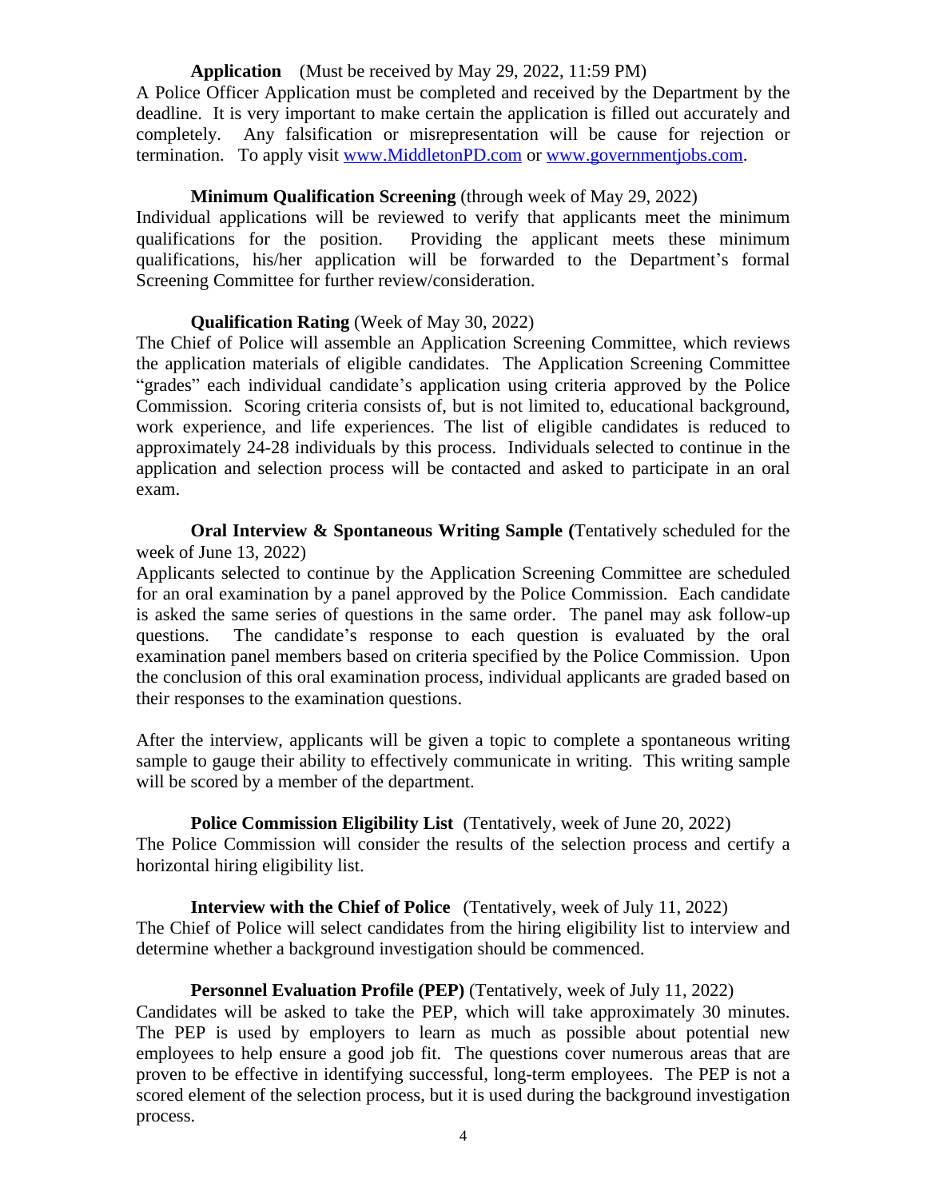**Application** (Must be received by May 29, 2022, 11:59 PM)

A Police Officer Application must be completed and received by the Department by the deadline. It is very important to make certain the application is filled out accurately and completely. Any falsification or misrepresentation will be cause for rejection or termination. To apply visit www.MiddletonPD.com or www.governmentjobs.com.

**Minimum Qualification Screening** (through week of May 29, 2022)

Individual applications will be reviewed to verify that applicants meet the minimum qualifications for the position. Providing the applicant meets these minimum qualifications, his/her application will be forwarded to the Department's formal Screening Committee for further review/consideration.

**Qualification Rating** (Week of May 30, 2022)

The Chief of Police will assemble an Application Screening Committee, which reviews the application materials of eligible candidates. The Application Screening Committee "grades" each individual candidate's application using criteria approved by the Police Commission. Scoring criteria consists of, but is not limited to, educational background, work experience, and life experiences. The list of eligible candidates is reduced to approximately 24-28 individuals by this process. Individuals selected to continue in the application and selection process will be contacted and asked to participate in an oral exam.

**Oral Interview & Spontaneous Writing Sample (**Tentatively scheduled for the week of June 13, 2022)

Applicants selected to continue by the Application Screening Committee are scheduled for an oral examination by a panel approved by the Police Commission. Each candidate is asked the same series of questions in the same order. The panel may ask follow-up questions. The candidate's response to each question is evaluated by the oral examination panel members based on criteria specified by the Police Commission. Upon the conclusion of this oral examination process, individual applicants are graded based on their responses to the examination questions.

After the interview, applicants will be given a topic to complete a spontaneous writing sample to gauge their ability to effectively communicate in writing. This writing sample will be scored by a member of the department.

**Police Commission Eligibility List** (Tentatively, week of June 20, 2022)

The Police Commission will consider the results of the selection process and certify a horizontal hiring eligibility list.

**Interview with the Chief of Police** (Tentatively, week of July 11, 2022)

The Chief of Police will select candidates from the hiring eligibility list to interview and determine whether a background investigation should be commenced.

**Personnel Evaluation Profile (PEP)** (Tentatively, week of July 11, 2022)

Candidates will be asked to take the PEP, which will take approximately 30 minutes. The PEP is used by employers to learn as much as possible about potential new employees to help ensure a good job fit. The questions cover numerous areas that are proven to be effective in identifying successful, long-term employees. The PEP is not a scored element of the selection process, but it is used during the background investigation process.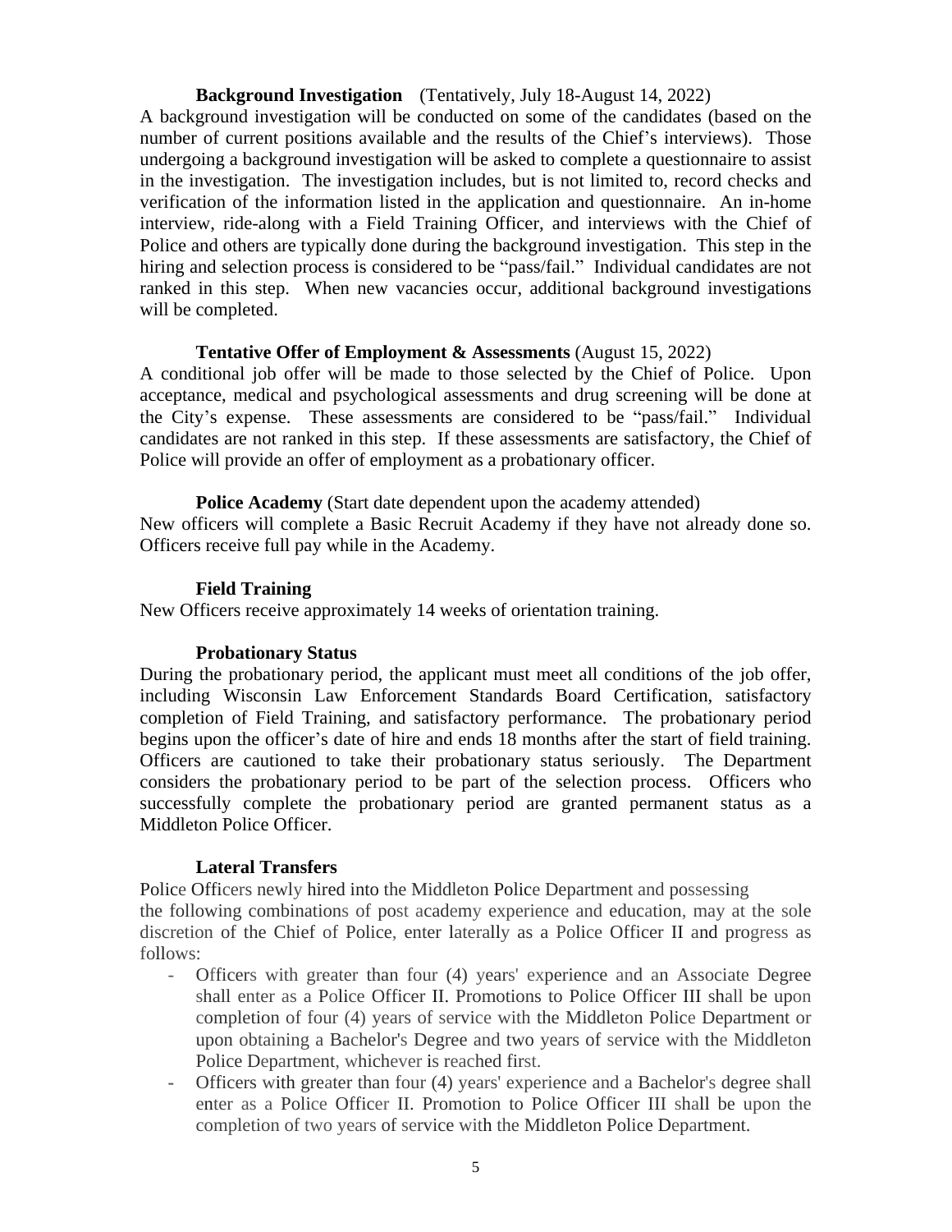### Background Investigation (Tentatively, July 18-August 14, 2022)

A background investigation will be conducted on some of the candidates (based on the number of current positions available and the results of the Chief's interviews). Those undergoing a background investigation will be asked to complete a questionnaire to assist in the investigation. The investigation includes, but is not limited to, record checks and verification of the information listed in the application and questionnaire. An in-home interview, ride-along with a Field Training Officer, and interviews with the Chief of Police and others are typically done during the background investigation. This step in the hiring and selection process is considered to be "pass/fail." Individual candidates are not ranked in this step. When new vacancies occur, additional background investigations will be completed.

### Tentative Offer of Employment & Assessments (August 15, 2022)

A conditional job offer will be made to those selected by the Chief of Police. Upon acceptance, medical and psychological assessments and drug screening will be done at the City's expense. These assessments are considered to be "pass/fail." Individual candidates are not ranked in this step. If these assessments are satisfactory, the Chief of Police will provide an offer of employment as a probationary officer.

### Police Academy (Start date dependent upon the academy attended)

New officers will complete a Basic Recruit Academy if they have not already done so. Officers receive full pay while in the Academy.

### Field Training

New Officers receive approximately 14 weeks of orientation training.

### Probationary Status

During the probationary period, the applicant must meet all conditions of the job offer, including Wisconsin Law Enforcement Standards Board Certification, satisfactory completion of Field Training, and satisfactory performance. The probationary period begins upon the officer's date of hire and ends 18 months after the start of field training. Officers are cautioned to take their probationary status seriously. The Department considers the probationary period to be part of the selection process. Officers who successfully complete the probationary period are granted permanent status as a Middleton Police Officer.

### Lateral Transfers

Police Officers newly hired into the Middleton Police Department and possessing the following combinations of post academy experience and education, may at the sole discretion of the Chief of Police, enter laterally as a Police Officer II and progress as follows:

- Officers with greater than four (4) years' experience and an Associate Degree shall enter as a Police Officer II. Promotions to Police Officer III shall be upon completion of four (4) years of service with the Middleton Police Department or upon obtaining a Bachelor's Degree and two years of service with the Middleton Police Department, whichever is reached first.
- Officers with greater than four (4) years' experience and a Bachelor's degree shall enter as a Police Officer II. Promotion to Police Officer III shall be upon the completion of two years of service with the Middleton Police Department.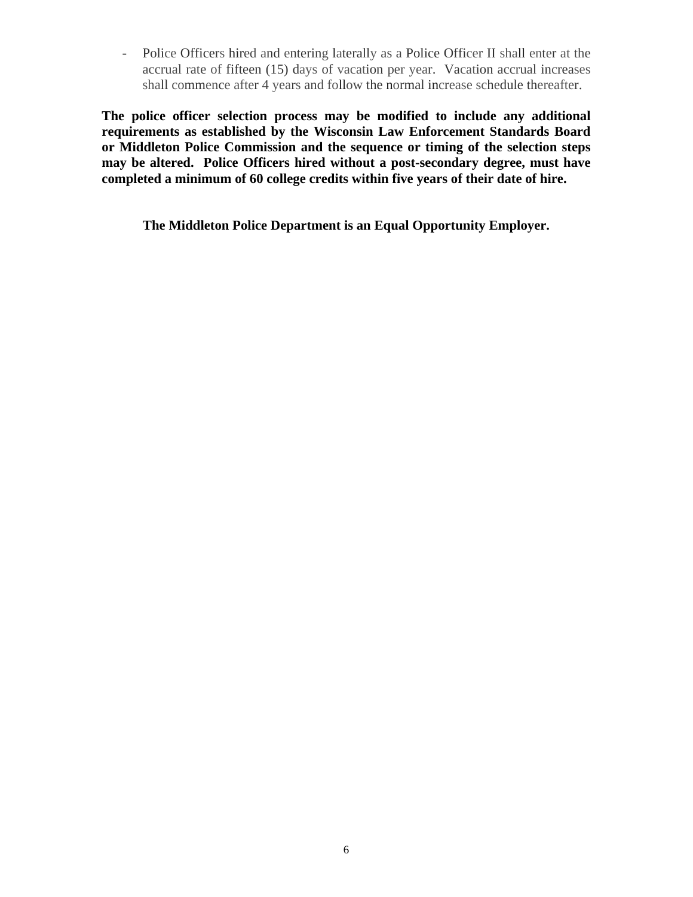- Police Officers hired and entering laterally as a Police Officer II shall enter at the accrual rate of fifteen (15) days of vacation per year. Vacation accrual increases shall commence after 4 years and follow the normal increase schedule thereafter.

**The police officer selection process may be modified to include any additional requirements as established by the Wisconsin Law Enforcement Standards Board or Middleton Police Commission and the sequence or timing of the selection steps may be altered. Police Officers hired without a post-secondary degree, must have completed a minimum of 60 college credits within five years of their date of hire.**

**The Middleton Police Department is an Equal Opportunity Employer.**